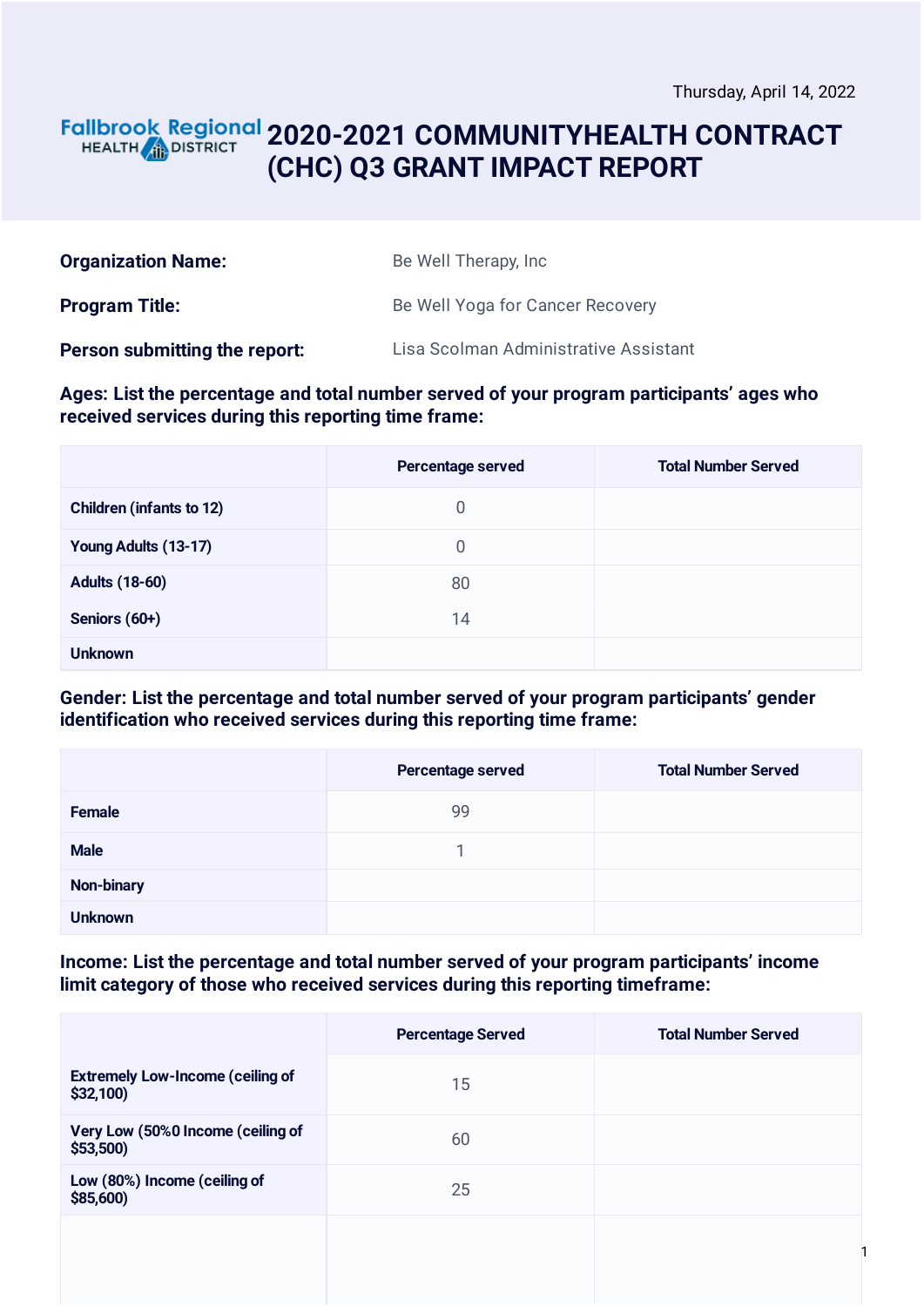Thursday, April 14, 2022

Fallbrook Regional HEALTH DISTRICT

# 2020-2021 COMMUNITYHEALTH CONTRACT (CHC) Q3 GRANT IMPACT REPORT

| | |
|---|---|
| **Organization Name:** | Be Well Therapy, Inc |
| **Program Title:** | Be Well Yoga for Cancer Recovery |
| **Person submitting the report:** | Lisa Scolman Administrative Assistant |

**Ages: List the percentage and total number served of your program participants' ages who received services during this reporting time frame:**

| | Percentage served | Total Number Served |
|---|---|---|
| Children (infants to 12) | 0 | |
| Young Adults (13-17) | 0 | |
| Adults (18-60) | 80 | |
| Seniors (60+) | 14 | |
| Unknown | | |

**Gender: List the percentage and total number served of your program participants' gender identification who received services during this reporting time frame:**

| | Percentage served | Total Number Served |
|---|---|---|
| Female | 99 | |
| Male | 1 | |
| Non-binary | | |
| Unknown | | |

**Income: List the percentage and total number served of your program participants' income limit category of those who received services during this reporting timeframe:**

| | Percentage Served | Total Number Served |
|---|---|---|
| Extremely Low-Income (ceiling of $32,100) | 15 | |
| Very Low (50%0 Income (ceiling of $53,500) | 60 | |
| Low (80%) Income (ceiling of $85,600) | 25 | |
| | | |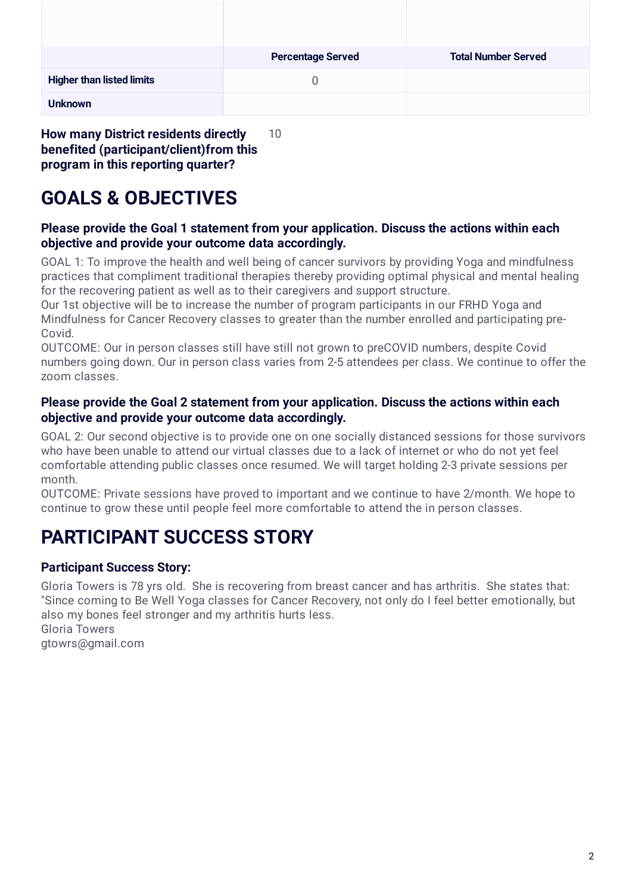| | Percentage Served | Total Number Served |
|---|---|---|
| **Higher than listed limits** | 0 | |
| **Unknown** | | |

**How many District residents directly benefited (participant/client)from this program in this reporting quarter?** 10

# GOALS & OBJECTIVES

### Please provide the Goal 1 statement from your application. Discuss the actions within each objective and provide your outcome data accordingly.

GOAL 1: To improve the health and well being of cancer survivors by providing Yoga and mindfulness practices that compliment traditional therapies thereby providing optimal physical and mental healing for the recovering patient as well as to their caregivers and support structure.
Our 1st objective will be to increase the number of program participants in our FRHD Yoga and Mindfulness for Cancer Recovery classes to greater than the number enrolled and participating pre-Covid.
OUTCOME: Our in person classes still have still not grown to preCOVID numbers, despite Covid numbers going down. Our in person class varies from 2-5 attendees per class. We continue to offer the zoom classes.

### Please provide the Goal 2 statement from your application. Discuss the actions within each objective and provide your outcome data accordingly.

GOAL 2: Our second objective is to provide one on one socially distanced sessions for those survivors who have been unable to attend our virtual classes due to a lack of internet or who do not yet feel comfortable attending public classes once resumed. We will target holding 2-3 private sessions per month.
OUTCOME: Private sessions have proved to important and we continue to have 2/month. We hope to continue to grow these until people feel more comfortable to attend the in person classes.

# PARTICIPANT SUCCESS STORY

### Participant Success Story:

Gloria Towers is 78 yrs old. She is recovering from breast cancer and has arthritis. She states that: "Since coming to Be Well Yoga classes for Cancer Recovery, not only do I feel better emotionally, but also my bones feel stronger and my arthritis hurts less.
Gloria Towers
gtowrs@gmail.com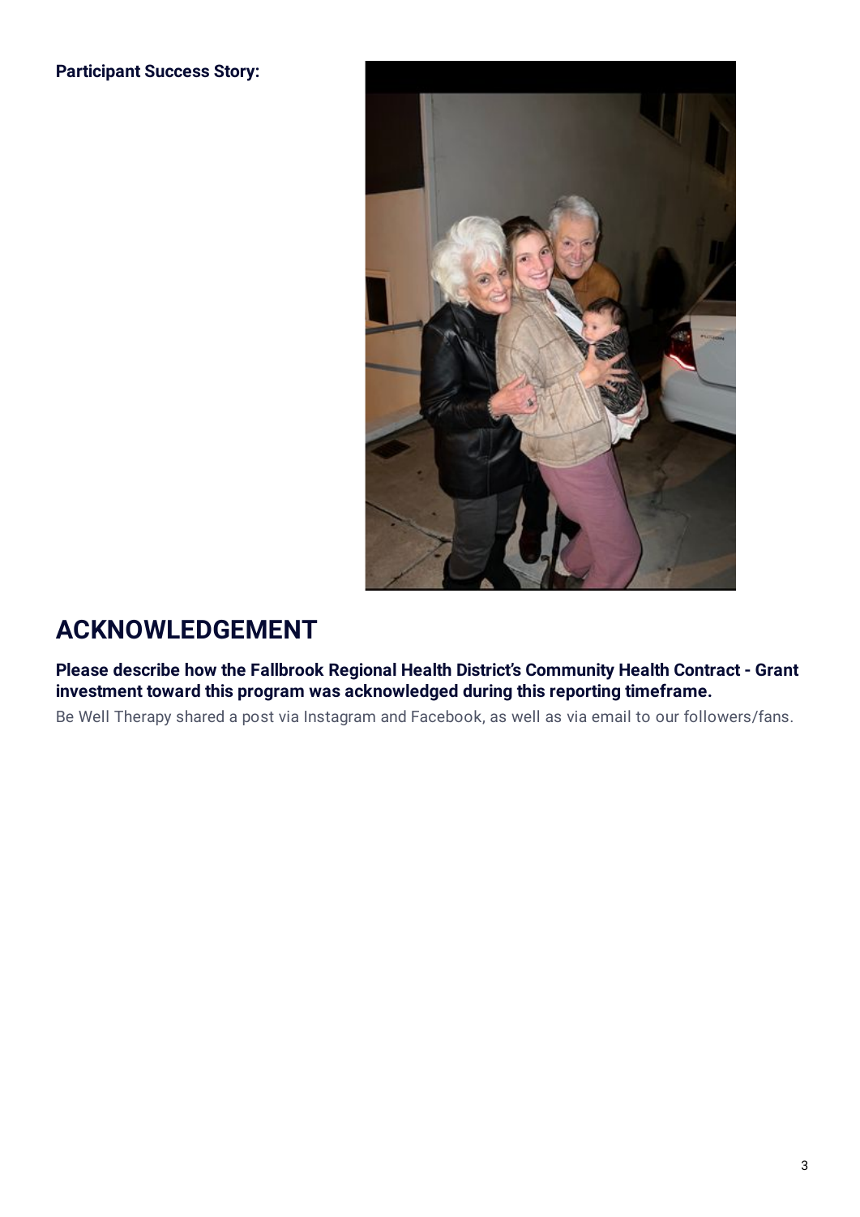**Participant Success Story:**

# ACKNOWLEDGEMENT

**Please describe how the Fallbrook Regional Health District's Community Health Contract - Grant investment toward this program was acknowledged during this reporting timeframe.**

Be Well Therapy shared a post via Instagram and Facebook, as well as via email to our followers/fans.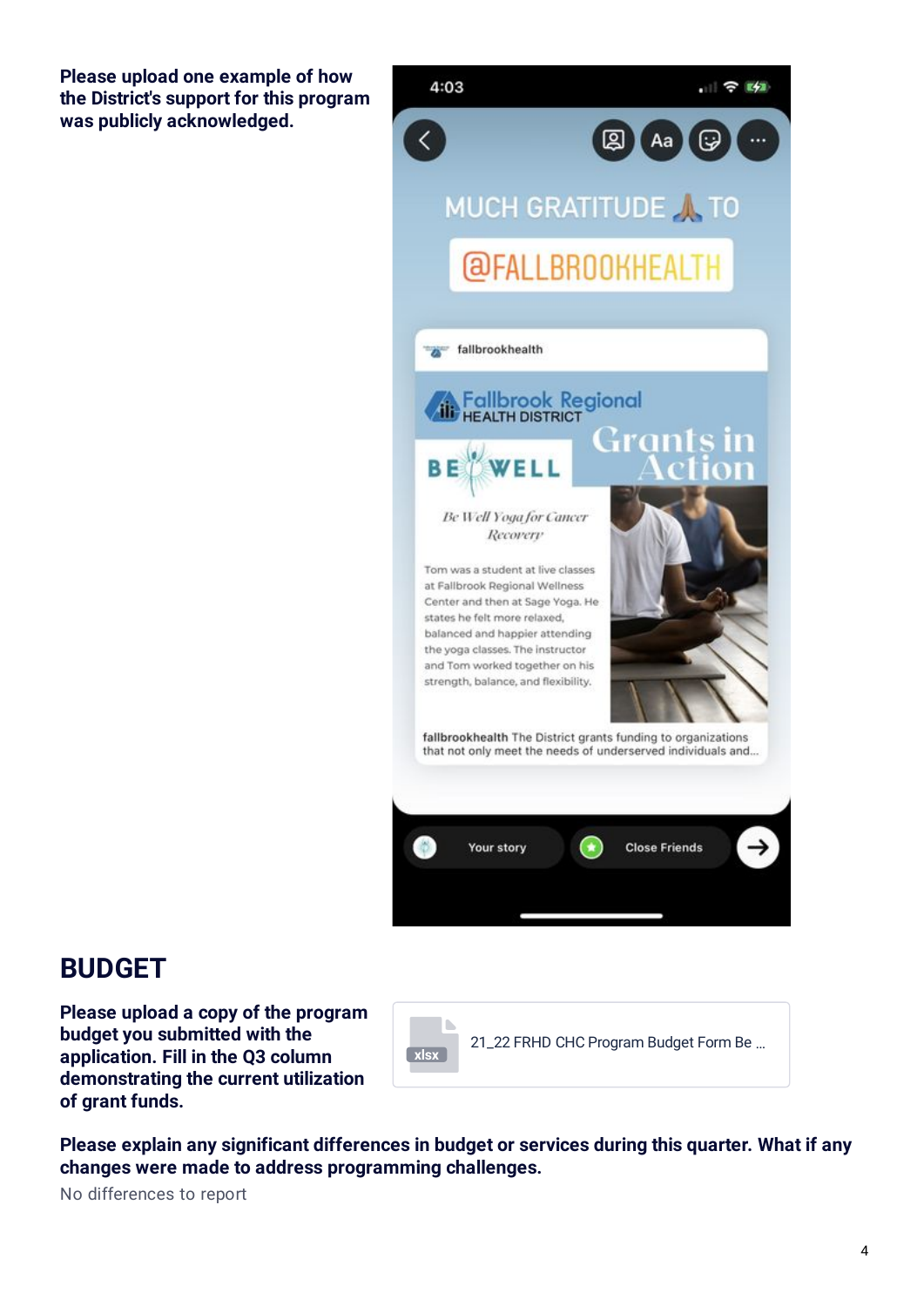**Please upload one example of how the District's support for this program was publicly acknowledged.**

MUCH GRATITUDE 🙏 TO

@FALLBROOKHEALTH

fallbrookhealth

Fallbrook Regional HEALTH DISTRICT

Grants in Action

BE WELL

*Be Well Yoga for Cancer Recovery*

Tom was a student at live classes at Fallbrook Regional Wellness Center and then at Sage Yoga. He states he felt more relaxed, balanced and happier attending the yoga classes. The instructor and Tom worked together on his strength, balance, and flexibility.

**fallbrookhealth** The District grants funding to organizations that not only meet the needs of underserved individuals and...

Your story | Close Friends

## BUDGET

**Please upload a copy of the program budget you submitted with the application. Fill in the Q3 column demonstrating the current utilization of grant funds.**

xlsx 21_22 FRHD CHC Program Budget Form Be ...

**Please explain any significant differences in budget or services during this quarter. What if any changes were made to address programming challenges.**

No differences to report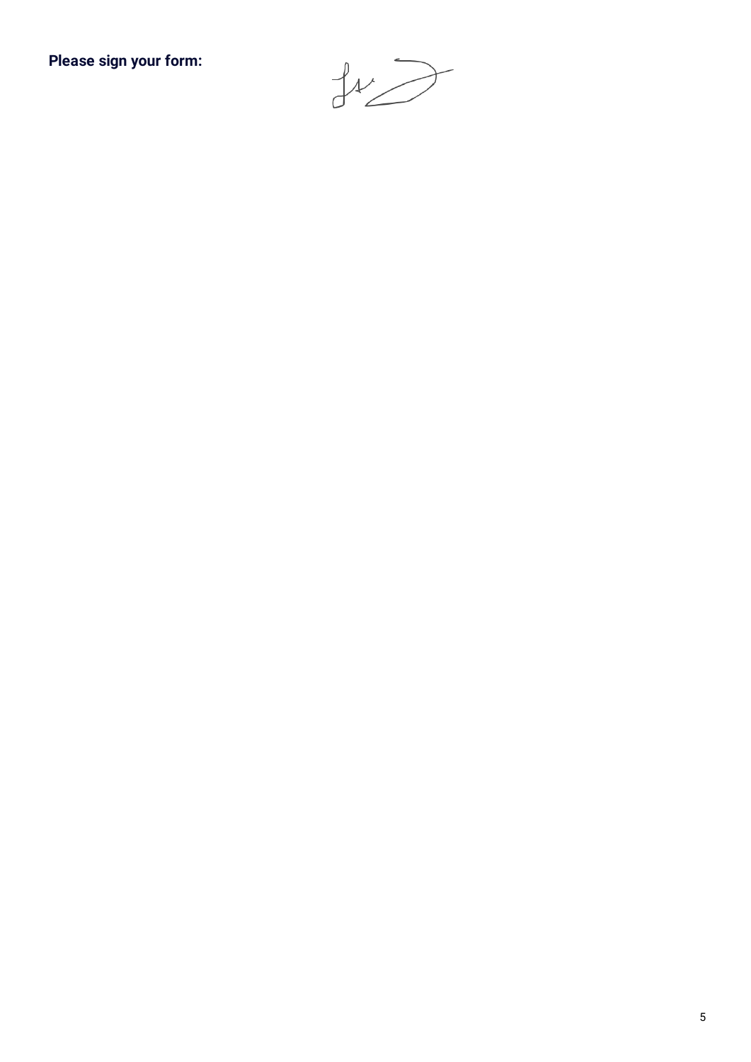**Please sign your form:**